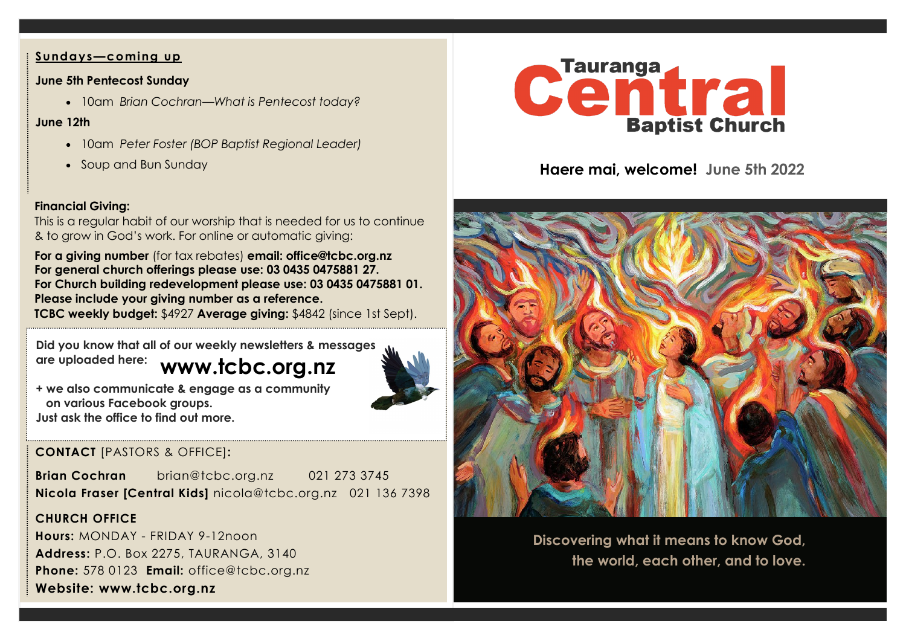## Sundays—coming up

**June 5th Pentecost Sunday**

- 10am *Brian Cochran—What is Pentecost today?*

**June 12th**

- 10am *Peter Foster (BOP Baptist Regional Leader)*
- Soup and Bun Sunday

**Financial Giving:**
This is a regular habit of our worship that is needed for us to continue & to grow in God's work. For online or automatic giving:

**For a giving number** (for tax rebates) **email: office@tcbc.org.nz**
**For general church offerings please use: 03 0435 0475881 27.**
**For Church building redevelopment please use: 03 0435 0475881 01.**
**Please include your giving number as a reference.**
**TCBC weekly budget:** $4927 **Average giving:** $4842 (since 1st Sept).

**Did you know that all of our weekly newsletters & messages are uploaded here:** **www.tcbc.org.nz**

**+ we also communicate & engage as a community on various Facebook groups.**
**Just ask the office to find out more.**

**CONTACT** [PASTORS & OFFICE]:

**Brian Cochran** brian@tcbc.org.nz 021 273 3745
**Nicola Fraser [Central Kids]** nicola@tcbc.org.nz 021 136 7398

**CHURCH OFFICE**
**Hours:** MONDAY - FRIDAY 9-12noon
**Address:** P.O. Box 2275, TAURANGA, 3140
**Phone:** 578 0123 **Email:** office@tcbc.org.nz
**Website: www.tcbc.org.nz**

# Tauranga Central Baptist Church

**Haere mai, welcome!** **June 5th 2022**

**Discovering what it means to know God, the world, each other, and to love.**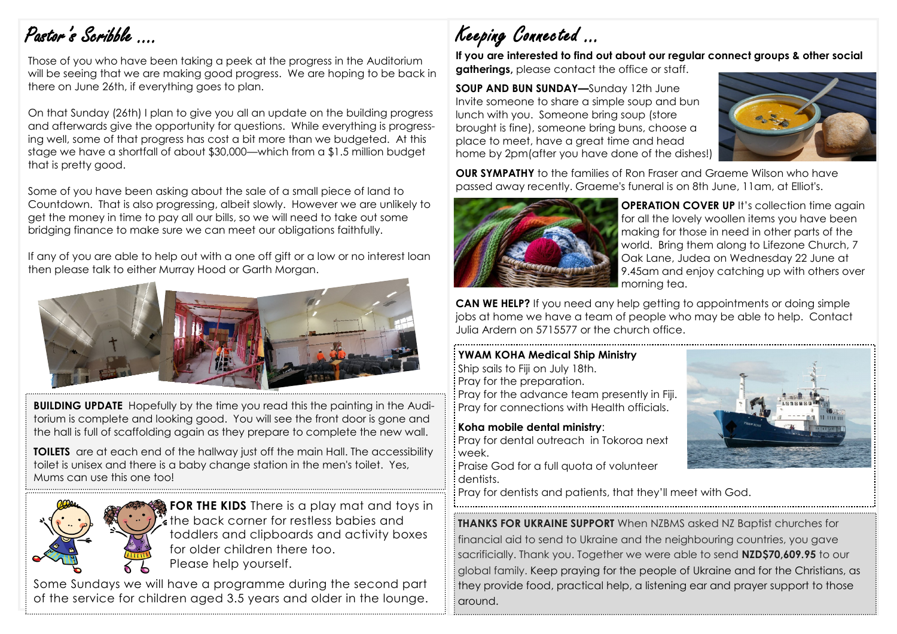# Pastor's Scribble ....

Those of you who have been taking a peek at the progress in the Auditorium will be seeing that we are making good progress. We are hoping to be back in there on June 26th, if everything goes to plan.

On that Sunday (26th) I plan to give you all an update on the building progress and afterwards give the opportunity for questions. While everything is progressing well, some of that progress has cost a bit more than we budgeted. At this stage we have a shortfall of about $30,000—which from a $1.5 million budget that is pretty good.

Some of you have been asking about the sale of a small piece of land to Countdown. That is also progressing, albeit slowly. However we are unlikely to get the money in time to pay all our bills, so we will need to take out some bridging finance to make sure we can meet our obligations faithfully.

If any of you are able to help out with a one off gift or a low or no interest loan then please talk to either Murray Hood or Garth Morgan.

**BUILDING UPDATE** Hopefully by the time you read this the painting in the Auditorium is complete and looking good. You will see the front door is gone and the hall is full of scaffolding again as they prepare to complete the new wall.

**TOILETS** are at each end of the hallway just off the main Hall. The accessibility toilet is unisex and there is a baby change station in the men's toilet. Yes, Mums can use this one too!

**FOR THE KIDS** There is a play mat and toys in the back corner for restless babies and toddlers and clipboards and activity boxes for older children there too.
Please help yourself.

Some Sundays we will have a programme during the second part of the service for children aged 3.5 years and older in the lounge.

# Keeping Connected ...

**If you are interested to find out about our regular connect groups & other social gatherings,** please contact the office or staff.

**SOUP AND BUN SUNDAY—**Sunday 12th June
Invite someone to share a simple soup and bun lunch with you. Someone bring soup (store brought is fine), someone bring buns, choose a place to meet, have a great time and head home by 2pm(after you have done of the dishes!)

**OUR SYMPATHY** to the families of Ron Fraser and Graeme Wilson who have passed away recently. Graeme's funeral is on 8th June, 11am, at Elliot's.

**OPERATION COVER UP** It's collection time again for all the lovely woollen items you have been making for those in need in other parts of the world. Bring them along to Lifezone Church, 7 Oak Lane, Judea on Wednesday 22 June at 9.45am and enjoy catching up with others over morning tea.

**CAN WE HELP?** If you need any help getting to appointments or doing simple jobs at home we have a team of people who may be able to help. Contact Julia Ardern on 5715577 or the church office.

**YWAM KOHA Medical Ship Ministry**
Ship sails to Fiji on July 18th.
Pray for the preparation.
Pray for the advance team presently in Fiji.
Pray for connections with Health officials.

**Koha mobile dental ministry**:
Pray for dental outreach in Tokoroa next week.
Praise God for a full quota of volunteer dentists.
Pray for dentists and patients, that they'll meet with God.

**THANKS FOR UKRAINE SUPPORT** When NZBMS asked NZ Baptist churches for financial aid to send to Ukraine and the neighbouring countries, you gave sacrificially. Thank you. Together we were able to send **NZD$70,609.95** to our global family. Keep praying for the people of Ukraine and for the Christians, as they provide food, practical help, a listening ear and prayer support to those around.